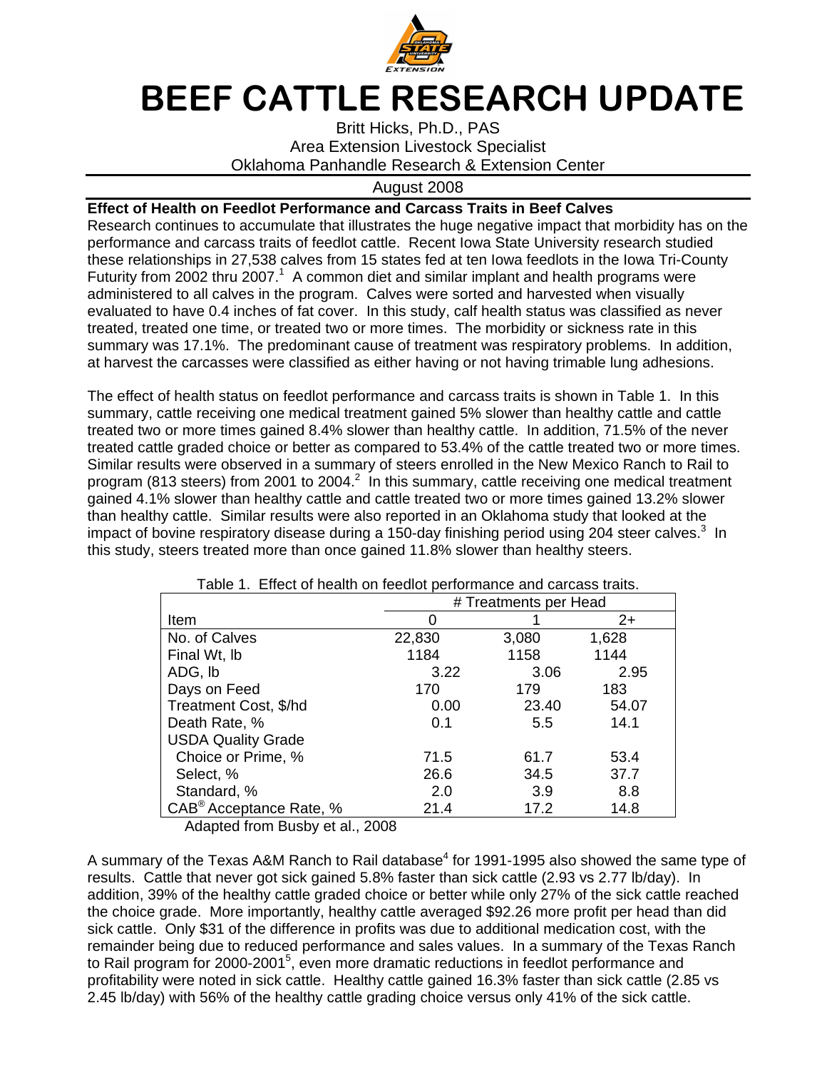# BEEF CATTLE RESEARCH UPDATE

Britt Hicks, Ph.D., PAS
Area Extension Livestock Specialist
Oklahoma Panhandle Research & Extension Center

August 2008

**Effect of Health on Feedlot Performance and Carcass Traits in Beef Calves**

Research continues to accumulate that illustrates the huge negative impact that morbidity has on the performance and carcass traits of feedlot cattle. Recent Iowa State University research studied these relationships in 27,538 calves from 15 states fed at ten Iowa feedlots in the Iowa Tri-County Futurity from 2002 thru 2007.[1] A common diet and similar implant and health programs were administered to all calves in the program. Calves were sorted and harvested when visually evaluated to have 0.4 inches of fat cover. In this study, calf health status was classified as never treated, treated one time, or treated two or more times. The morbidity or sickness rate in this summary was 17.1%. The predominant cause of treatment was respiratory problems. In addition, at harvest the carcasses were classified as either having or not having trimable lung adhesions.

The effect of health status on feedlot performance and carcass traits is shown in Table 1. In this summary, cattle receiving one medical treatment gained 5% slower than healthy cattle and cattle treated two or more times gained 8.4% slower than healthy cattle. In addition, 71.5% of the never treated cattle graded choice or better as compared to 53.4% of the cattle treated two or more times. Similar results were observed in a summary of steers enrolled in the New Mexico Ranch to Rail to program (813 steers) from 2001 to 2004.[2] In this summary, cattle receiving one medical treatment gained 4.1% slower than healthy cattle and cattle treated two or more times gained 13.2% slower than healthy cattle. Similar results were also reported in an Oklahoma study that looked at the impact of bovine respiratory disease during a 150-day finishing period using 204 steer calves.[3] In this study, steers treated more than once gained 11.8% slower than healthy steers.

Table 1. Effect of health on feedlot performance and carcass traits.

| | # Treatments per Head | | |
|---|---|---|---|
| Item | 0 | 1 | 2+ |
| No. of Calves | 22,830 | 3,080 | 1,628 |
| Final Wt, lb | 1184 | 1158 | 1144 |
| ADG, lb | 3.22 | 3.06 | 2.95 |
| Days on Feed | 170 | 179 | 183 |
| Treatment Cost, $/hd | 0.00 | 23.40 | 54.07 |
| Death Rate, % | 0.1 | 5.5 | 14.1 |
| USDA Quality Grade | | | |
| Choice or Prime, % | 71.5 | 61.7 | 53.4 |
| Select, % | 26.6 | 34.5 | 37.7 |
| Standard, % | 2.0 | 3.9 | 8.8 |
| CAB® Acceptance Rate, % | 21.4 | 17.2 | 14.8 |

Adapted from Busby et al., 2008

A summary of the Texas A&M Ranch to Rail database[4] for 1991-1995 also showed the same type of results. Cattle that never got sick gained 5.8% faster than sick cattle (2.93 vs 2.77 lb/day). In addition, 39% of the healthy cattle graded choice or better while only 27% of the sick cattle reached the choice grade. More importantly, healthy cattle averaged $92.26 more profit per head than did sick cattle. Only $31 of the difference in profits was due to additional medication cost, with the remainder being due to reduced performance and sales values. In a summary of the Texas Ranch to Rail program for 2000-2001[5], even more dramatic reductions in feedlot performance and profitability were noted in sick cattle. Healthy cattle gained 16.3% faster than sick cattle (2.85 vs 2.45 lb/day) with 56% of the healthy cattle grading choice versus only 41% of the sick cattle.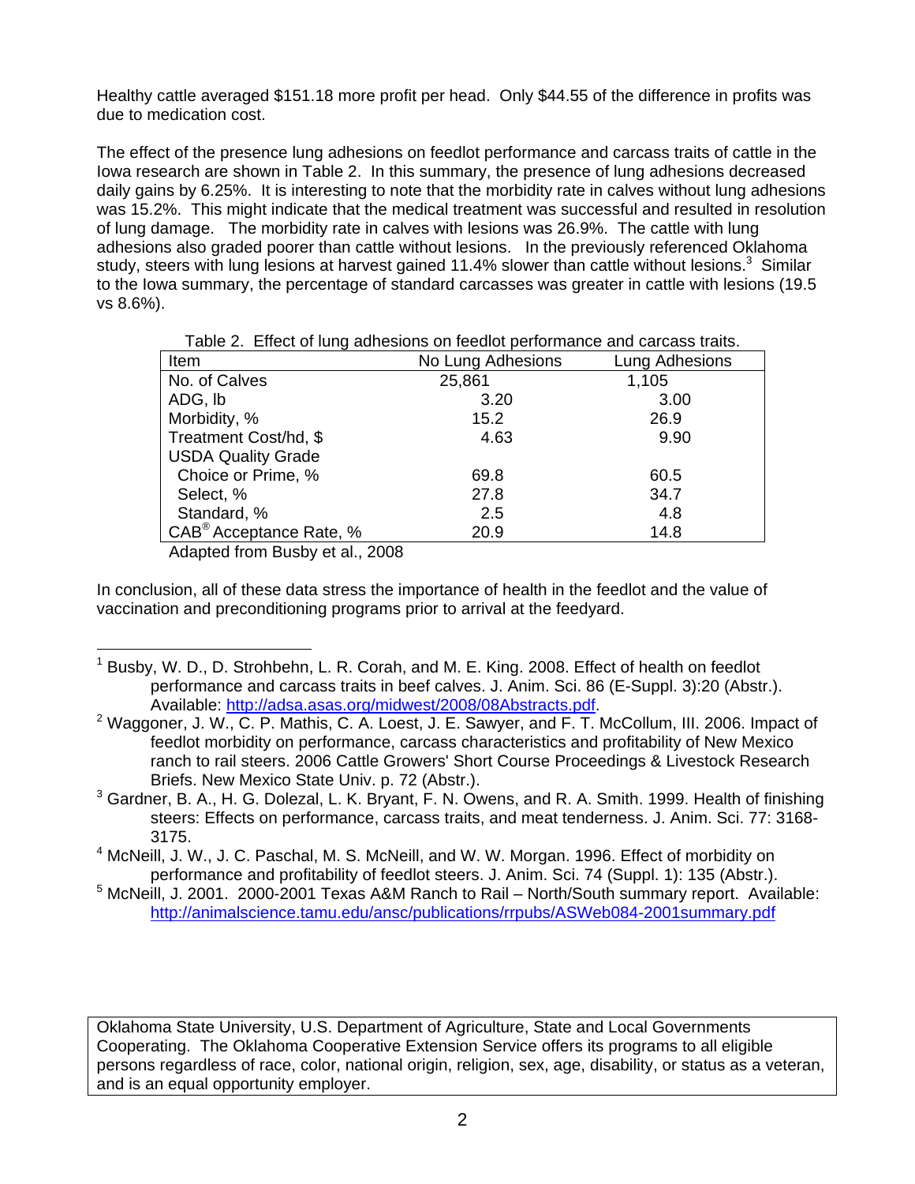Healthy cattle averaged $151.18 more profit per head. Only $44.55 of the difference in profits was due to medication cost.

The effect of the presence lung adhesions on feedlot performance and carcass traits of cattle in the Iowa research are shown in Table 2. In this summary, the presence of lung adhesions decreased daily gains by 6.25%. It is interesting to note that the morbidity rate in calves without lung adhesions was 15.2%. This might indicate that the medical treatment was successful and resulted in resolution of lung damage. The morbidity rate in calves with lesions was 26.9%. The cattle with lung adhesions also graded poorer than cattle without lesions. In the previously referenced Oklahoma study, steers with lung lesions at harvest gained 11.4% slower than cattle without lesions.[3] Similar to the Iowa summary, the percentage of standard carcasses was greater in cattle with lesions (19.5 vs 8.6%).

Table 2. Effect of lung adhesions on feedlot performance and carcass traits.

| Item | No Lung Adhesions | Lung Adhesions |
|---|---|---|
| No. of Calves | 25,861 | 1,105 |
| ADG, lb | 3.20 | 3.00 |
| Morbidity, % | 15.2 | 26.9 |
| Treatment Cost/hd, $ | 4.63 | 9.90 |
| USDA Quality Grade | | |
| Choice or Prime, % | 69.8 | 60.5 |
| Select, % | 27.8 | 34.7 |
| Standard, % | 2.5 | 4.8 |
| CAB® Acceptance Rate, % | 20.9 | 14.8 |

Adapted from Busby et al., 2008

In conclusion, all of these data stress the importance of health in the feedlot and the value of vaccination and preconditioning programs prior to arrival at the feedyard.

---

[1] Busby, W. D., D. Strohbehn, L. R. Corah, and M. E. King. 2008. Effect of health on feedlot performance and carcass traits in beef calves. J. Anim. Sci. 86 (E-Suppl. 3):20 (Abstr.). Available: http://adsa.asas.org/midwest/2008/08Abstracts.pdf.

[2] Waggoner, J. W., C. P. Mathis, C. A. Loest, J. E. Sawyer, and F. T. McCollum, III. 2006. Impact of feedlot morbidity on performance, carcass characteristics and profitability of New Mexico ranch to rail steers. 2006 Cattle Growers' Short Course Proceedings & Livestock Research Briefs. New Mexico State Univ. p. 72 (Abstr.).

[3] Gardner, B. A., H. G. Dolezal, L. K. Bryant, F. N. Owens, and R. A. Smith. 1999. Health of finishing steers: Effects on performance, carcass traits, and meat tenderness. J. Anim. Sci. 77: 3168-3175.

[4] McNeill, J. W., J. C. Paschal, M. S. McNeill, and W. W. Morgan. 1996. Effect of morbidity on performance and profitability of feedlot steers. J. Anim. Sci. 74 (Suppl. 1): 135 (Abstr.).

[5] McNeill, J. 2001. 2000-2001 Texas A&M Ranch to Rail – North/South summary report. Available: http://animalscience.tamu.edu/ansc/publications/rrpubs/ASWeb084-2001summary.pdf

Oklahoma State University, U.S. Department of Agriculture, State and Local Governments Cooperating. The Oklahoma Cooperative Extension Service offers its programs to all eligible persons regardless of race, color, national origin, religion, sex, age, disability, or status as a veteran, and is an equal opportunity employer.